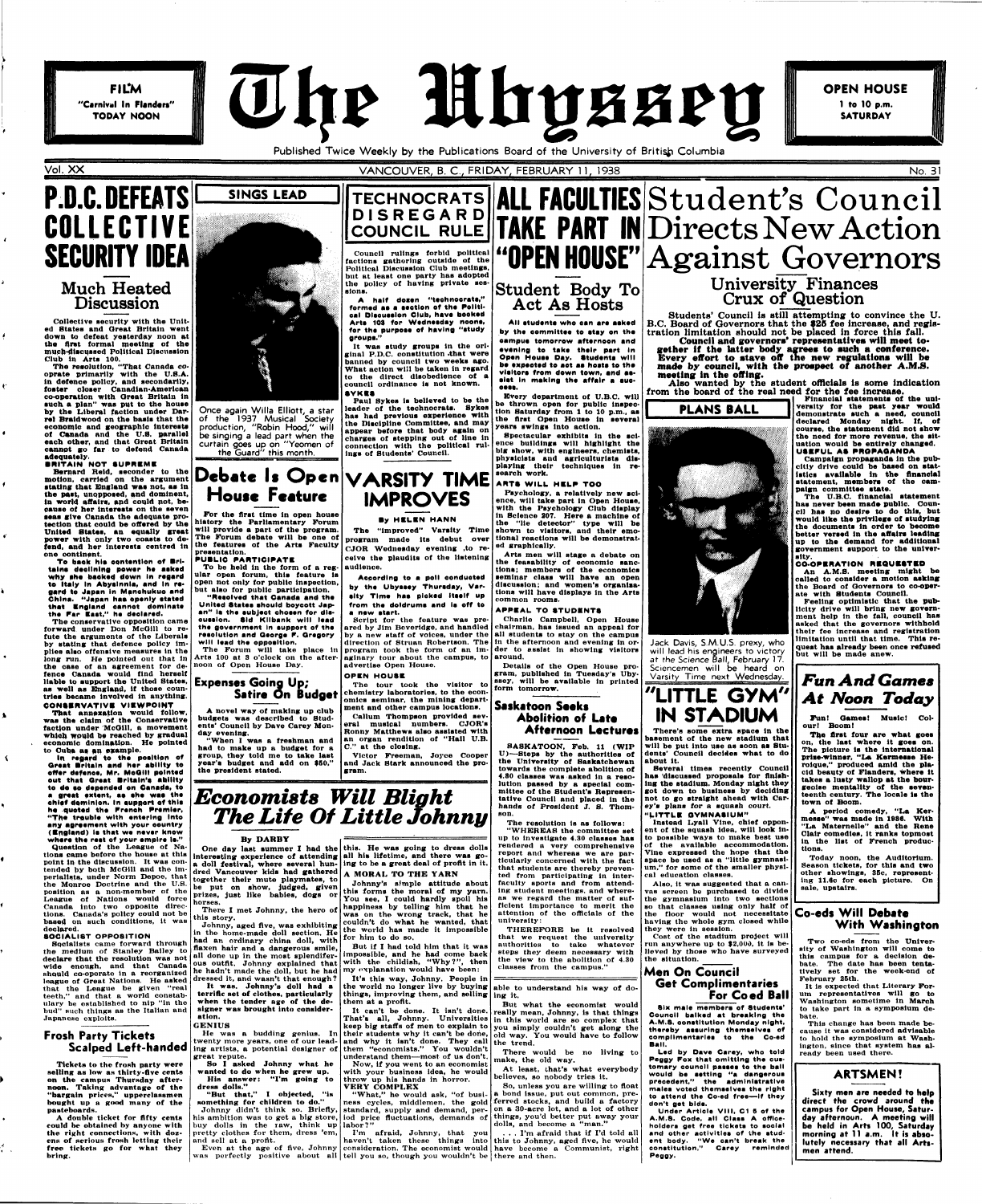FILM
"Carnival in Flanders"
TODAY NOON

# The Ubyssey

OPEN HOUSE
1 to 10 p.m.
SATURDAY

Published Twice Weekly by the Publications Board of the University of British Columbia

Vol. XX — VANCOUVER, B. C., FRIDAY, FEBRUARY 11, 1938 — No. 31

# P.D.C. DEFEATS COLLECTIVE SECURITY IDEA

## Much Heated Discussion

Collective security with the United States and Great Britain went down to defeat yesterday noon at the first formal meeting of the much-discussed Political Discussion Club in Arts 100.

The resolution, "That Canada cooperate primarily with the U.S.A. in defence policy, and secondarily, foster closer Canadian-American co-operation with Great Britain in such a plan" was put to the house by the Liberal faction under Darrel Braidwood on the basis that the economic and geographic interests of Canada and the U.S. parallel each other, and that Great Britain cannot go far to defend Canada adequately.

**BRITAIN NOT SUPREME**

Bernard Reid, seconder to the motion, carried on the argument stating that England was not, as in the past, unopposed, and dominent, in world affairs, and could not, because of her interests on the seven seas give Canada the adequate protection that could be offered by the United States, an equally great power with only two coasts to defend, and her interests centred in one continent.

**To back his contention of Britains declining power he asked why she backed down in regard to Italy in Abyssinia, and in regard to Japan in Manchukuo and China. "Japan has openly stated that England cannot dominate the Far East," he declared.**

The conservative opposition came forward under Don McGill to refute the arguments of the Liberals by stating that defence policy implies also offensive measures in the long run. He pointed out that in the case of an agreement for defence Canada would find herself liable to support the United States, as well as England, if those countries became involved in anything.

**CONSERVATIVE VIEWPOINT**

That annexation would follow, was the claim of the Conservative faction under McGill, a movement which would be reached by gradual economic domination. He pointed to Cuba as an example.

**In regard to the position of Great Britain and her ability to offer defense, Mr. McGill pointed out that Great Britain's ability to do so depended on Canada, to a great extent, as she was the chief dominion. In support of this he quoted the French Premier, "The trouble with entering into any agreement with your country (England) is that we never know where the rest of your empire is."**

Question of the League of Nations came before the house at this point in the discussion. It was contended by both McGill and the imperialists, under Norm Depoe, that the Monroe Doctrine and the U.S. position as a non-member of the League of Nations would force Canada into two opposite directions. Canada's policy could not be based on such conditions, it was declared.

**SOCIALIST OPPOSITION**

Socialists came forward through the medium of Stanley Bailey to declare that the resolution was not wide enough, and that Canada should co-operate in a reorganized league of Great Nations. He asked that the League be given "real teeth," and that a world constabulary be established to nip "in the bud" such things as the Italian and Japanese exploits.

## Frosh Party Tickets Scalped Left-handed

Tickets to the frosh party were selling as low as thirty-five cents on the campus Thursday afternoon. Taking advantage of the "bargain prices," upperclassmen bought up a good many of the pasteboards.

A double ticket for fifty cents could be obtained by anyone with the right connections, with dozens of serious frosh letting their free tickets go for what they bring.

## SINGS LEAD

Once again Willa Elliott, a star of the 1937 Musical Society production, "Robin Hood," will be singing a lead part when the curtain goes up on "Yeomen of the Guard" this month.

## Debate Is Open House Feature

For the first time in open house history the Parliamentary Forum will provide a part of the program. The Forum debate will be one of the features of the Arts Faculty presentation.

**PUBLIC PARTICIPATE**

To be held in the form of a regular open forum, this feature is open not only for public inspection, but also for public participation.

"Resolved that Canada and the United States should boycott Japan" is the subject chosen for discussion. Sid Kilbank will lead the government in support of the resolution and George F. Gregory will lead the opposition.

The Forum will take place in Arts 100 at 3 o'clock on the afternoon of Open House Day.

## Expenses Going Up; Satire On Budget

A novel way of making up club budgets was described to Students' Council by Dave Carey Monday evening.

"When I was a freshman and had to make up a budget for a group, they told me to take last year's budget and add on $50," the president stated.

# TECHNOCRATS DISREGARD COUNCIL RULE

Council rulings forbid political factions gathering outside of the Political Discussion Club meetings, but at least one party has adopted the policy of having private sessions.

**A half dozen "technocrats," formed as a section of the Political Discussion Club, have booked Arts 108 for Wednesday noons, for the purpose of having "study groups."**

It was study groups in the original P.D.C. constitution that were banned by council two weeks ago. What action will be taken in regard to the direct disobedience of a council ordinance is not known.

**SYKES**

Paul Sykes is believed to be the leader of the technocrats. Sykes has had previous experience with the Discipline Committee, and may appear before that body again on charges of stepping out of line in connection with the political rulings of Students' Council.

# VARSITY TIME IMPROVES

By HELEN HANN

The "improved" Varsity Time program made its debut over CJOR Wednesday evening to receive the plaudits of the listening audience.

**According to a poll conducted by the Ubyssey Thursday, Varsity Time has picked itself up from the doldrums and is off to a new start.**

Script for the feature was prepared by Jim Beveridge, and handled by a new staff of voices, under the direction of Struan Robertson. The program took the form of an imaginary tour about the campus, to advertise Open House.

**OPEN HOUSE**

The tour took the visitor to chemistry laboratories, to the economics seminar, the mining department and other campus locations.

Callum Thompson provided several musical numbers. CJOR's Ronny Matthews also assisted with an organ rendition of "Hail U.B. C." at the closing.

Victor Freeman, Joyce Cooper and Jack Stark announced the program.

# ALL FACULTIES TAKE PART IN "OPEN HOUSE"

## Student Body To Act As Hosts

**All students who can are asked by the committee to stay on the campus tomorrow afternoon and evening to take their part in Open House Day. Students will be expected to act as hosts to the visitors from down town, and assist in making the affair a success.**

Every department of U.B.C. will be thrown open for public inspection Saturday from 1 to 10 p.m., as the first Open House in several years swings into action.

Spectacular exhibits in the science buildings will highlight the big show, with engineers, chemists, physicists and agriculturists displaying their techniques in research work.

**ARTS WILL HELP TOO**

Psychology, a relatively new science, will take part in Open House, with the Psychology Club display in Science 207. Here a machine of the "lie detector" type will be shown to visitors, and their emotional reactions will be demonstrated graphically.

Arts men will stage a debate on the feasability of economic sanctions; members of the economics seminar class will have an open discussion; and women's organizations will have displays in the Arts common rooms.

**APPEAL TO STUDENTS**

Charlie Campbell, Open House chairman, has issued an appeal for all students to stay on the campus in the afternoon and evening in order to assist in showing visitors around.

Details of the Open House program, published in Tuesday's Ubyssey, will be available in printed form tomorrow.

## Saskatoon Seeks Abolition of Late Afternoon Lectures

SASKATOON, Feb. 11 (WIP U)—Steps by the authorities of the University of Saskatchewan towards the complete abolition of 4.30 classes was asked in a resolution passed by a special committee of the Student's Representative Council and placed in the hands of President J. S. Thomson.

The resolution is as follows:

"WHEREAS the committee set up to investigate 4.30 classes has rendered a very comprehensive report and whereas we are particularly concerned with the fact that students are thereby prevented from participating in interfaculty sports and from attending student meetings, and whereas we regard the matter of sufficient importance to merit the attention of the officials of the university:

THEREFORE be it resolved that we request the university authorities to take whatever steps they deem necessary with the view to the abolition of 4.30 classes from the campus."

# Economists Will Blight The Life Of Little Johnny

By DARBY

One day last summer I had the interesting experience of attending a doll festival, where several hundred Vancouver kids had gathered together their mute playmates, to be put on show, judged, given prizes, just like babies, dogs or horses.

There I met Johnny, the hero of this story.

Johnny, aged five, was exhibiting in the home-made doll section. He had an ordinary rather doll, with flaxen hair and a dangerous smile, all done up in the most splendiferous outfit. Johnny explained that he hadn't made the doll, but he had dressed it, and wasn't that enough?

**It was. Johnny's doll had a terrific set of clothes, particularly when the tender age of the designer was brought into consideration.**

**GENIUS**

He was a budding genius. In twenty more years, one of our leading artists, a potential designer of great repute.

So I asked Johnny what he wanted to do when he grew up.

His answer: "I'm going to dress dolls."

"But that," I objected, "is something for children to do."

Johnny didn't think so. Briefly, his ambition was to get a big store, buy dolls in the raw, think up pretty clothes for them, dress 'em, and sell at a profit.

Even at the age of five, Johnny was perfectly positive about all this. He was going to dress dolls all his lifetime, and there was going to be a great deal of profit in it.

**A MORAL TO THE YARN**

Johnny's simple attitude about this forms the moral of my yarn. You see, I could hardly spoil his happiness by telling him that he was on the wrong track, that he couldn't do what he wanted, that the world has made it impossible for him to do so.

But if I had told him that it was impossible, and he had come back with the childish, "Why?", then my explanation would have been:

It's this way, Johnny. People in the world no longer live by buying things, improving them, and selling them at a profit.

It can't be done. It isn't done. That's all, Johnny. Universities keep big staffs of men to explain to their students why it can't be done, and why it isn't done. They call them "economists." You wouldn't understand them—most of us don't.

Now, if you went to an economist with your business idea, he would throw up his hands in horror.

**VERY COMPLEX**

"What," he would ask, "of business cycles, middlemen, the gold standard, supply and demand, period price fluctuations, demands of labor?"

I'm afraid, Johnny, that you haven't taken these things into consideration. The economist would tell you so, though you wouldn't be able to understand his way of doing it.

But what the economist would really mean, Johnny, is that things in this world are so complex that you simply couldn't get along the old way. You would have to follow the trend.

There would be no living to make, the old way.

At least, that's what everybody believes, so nobody tries it.

So, unless you are willing to float a bond issue, put out common, preferred stocks, and build a factory on a 30-acre lot, and a lot of other things, you'd better put away your dolls, and become a "man."

. . . I'm afraid that if I'd told all this to Johnny, aged five, he would have become a Communist, right there and then.

# Student's Council Directs New Action Against Governors

## University Finances Crux of Question

**Students' Council is still attempting to convince the U. B.C. Board of Governors that the $25 fee increase, and registration limitation should not be placed in force this fall.**

**Council and governors' representatives will meet together if the latter body agrees to such a conference. Every effort to stave off the new regulations will be made by council, with the prospect of another A.M.S. meeting in the offing.**

**Also wanted by the student officials is some indication from the board of the real need for the fee increase.**

Financial statements of the university for the past year would demonstrate such a need, council declared Monday night. If, of course, the statement did not show the need for more revenue, the situation would be entirely changed.

**USEFUL AS PROPAGANDA**

Campaign propaganda in the publicity drive could be based on statistics available in the financial statement, members of the campaign committee state.

The U.B.C. financial statement has never been made public. Council has no desire to do this, but would like the privilege of studying the document in order to become better versed in the affairs leading up to the demand for additional government support to the university.

**CO-OPERATION REQUESTED**

An A.M.S. meeting might be called to consider a motion asking the Board of Governors to co-operate with Students Council.

Feeling optimistic that the publicity drive will bring new government help in the fall, council has asked that the governors withhold their fee increase and registration limitation until that time. This request has already been once refused but will be made anew.

## PLANS BALL

Jack Davis, S.M.U.S. prexy, who will lead his engineers to victory at the Science Ball, February 17. Sciencemen will be heard on Varsity Time next Wednesday.

# "LITTLE GYM" IN STADIUM

There's some extra space in the basement of the new stadium that will be put into use as soon as Students' Council decides what to do about it.

Several times recently Council has discussed proposals for finishing the stadium. Monday night they got down to business by deciding not to go straight ahead with Carey's plans for a squash court.

**"LITTLE GYMNASIUM"**

Instead Lyall Vine, chief opponent of the squash idea, will look into possible ways to make best use of the available accommodation. Vine expressed the hope that the space be used as a "little gymnasium," for some of the smaller physical education classes.

Also, it was suggested that a canvas screen be purchased to divide the gymnasium into two sections so that classes using only half of the floor would not necessitate having the whole gym closed while they were in session.

Cost of the stadium project will run anywhere up to $2,000, it is believed by those who have surveyed the situation.

## Men On Council Get Complimentaries For Coed Ball

**Six male members of Students' Council balked at breaking the A.M.S. constitution Monday night, thereby assuring themselves of complimentaries to the Co-ed Ball.**

Led by Dave Carey, who told Peggy Fox that omitting the customary council passes to the ball would be setting "a dangerous precedent," the administrative males voted themselves the right to attend the Co-ed free—if they don't get bids.

Under Article VIII, C1 5 of the A.M.S. Code, all Class A office-holders get free tickets to social and other activities of the student body. "We can't break the constitution," Carey reminded Peggy.

# Fun And Games At Noon Today

Fun! Games! Music! Colour! Boom!

The first four are what goes on, the last where it goes on. The picture is the international prize-winner, "La Kermesse Heroique," produced amid the placid beauty of Flanders, where it takes a lusty wallop at the bourgeoise mentality of the seventeenth century. The locale is the town of Boom.

A period comedy, "La Kermesse" was made in 1936. With "La Maternelle" and the Rene Clair comedies, it ranks topmost in the list of French productions.

Today noon, the Auditorium. Season tickets, for this and two other showings, 35c, representing 11.6c for each picture. On sale, upstairs.

## Co-eds Will Debate With Washington

Two co-eds from the University of Washington will come to this campus for a decision debate. The date has been tentatively set for the week-end of February 25th.

It is expected that Literary Forum representatives will go to Washington sometime in March to take part in a symposium debate.

This change has been made because it was considered advisable to hold the symposium at Washington, since that system has already been used there.

## ARTSMEN!

**Sixty men are needed to help direct the crowd around the campus for Open House, Saturday afternoon. A meeting will be held in Arts 100, Saturday morning at 11 a.m. It is absolutely necessary that all Artsmen attend.**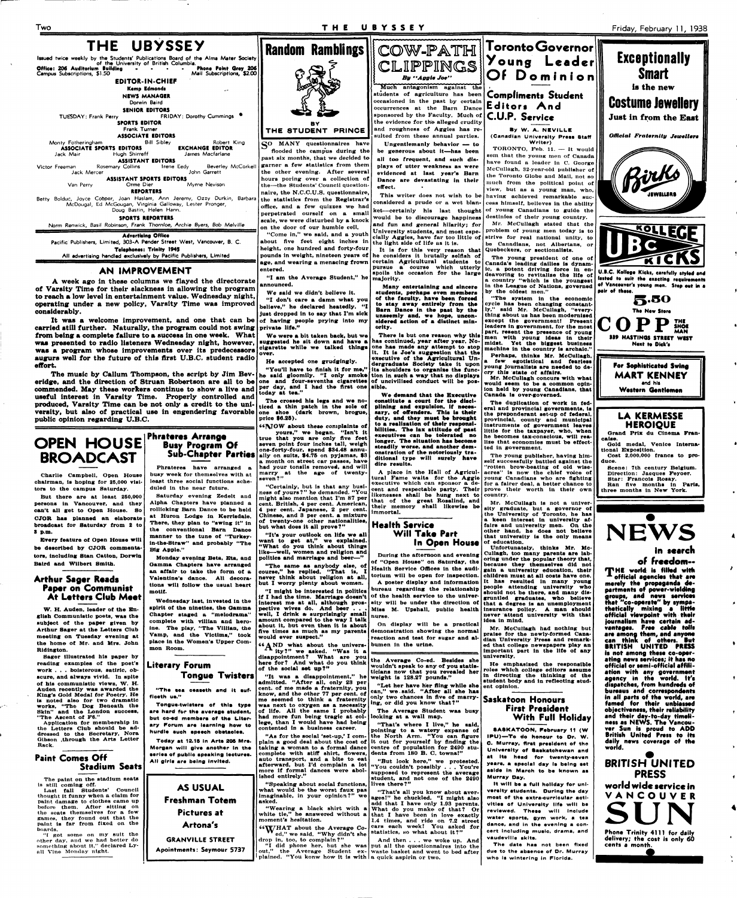# THE UBYSSEY

Issued twice weekly by the Students' Publications Board of the Alma Mater Society of the University of British Columbia.

Office: 206 Auditorium Building - - - - Phone Point Grey 206
Campus Subscriptions, $1.50 Mail Subscriptions, $2.00

**EDITOR-IN-CHIEF**
Kemp Edmonds

**NEWS MANAGER**
Dorwin Baird

**SENIOR EDITORS**
TUESDAY: Frank Perry FRIDAY: Dorothy Cummings

**SPORTS EDITOR**
Frank Turner

**ASSOCIATE EDITORS**
Monty Fotheringham Bill Sibley Robert King

**ASSOCIATE SPORTS EDITORS** **EXCHANGE EDITOR**
Jack Mair Hugh Shirreff James Macfarlane

**ASSISTANT EDITORS**
Victor Freeman Rosemary Collins Irene Eedy Beverley McCorkell
Jack Mercer John Garrett

**ASSISTANT SPORTS EDITORS**
Van Perry Orme Dier Myrne Nevison

**REPORTERS**
Betty Bolduc, Joyce Cooper, Joan Haslam, Ann Jeremy, Ozzy Durkin, Barbara McDougal, Ed McGougan, Virginia Galloway, Lester Pronger, Doug Bastin, Helen Hann.

**SPORTS REPORTERS**
Norm Renwick, Basil Robinson, Frank Thornloe, Archie Byers, Bob Melville

**Advertising Office**
Pacific Publishers, Limited, 303-A Pender Street West, Vancouver, B. C.
Telephones: Trinity 1945
All advertising handled exclusively by Pacific Publishers, Limited

## AN IMPROVEMENT

A week ago in these columns we flayed the directorate of Varsity Time for their slackness in allowing the program to reach a low level in entertainment value. Wednesday night, operating under a new policy, Varsity Time was improved considerably.

It was a welcome improvement, and one that can be carried still further. Naturally, the program could not swing from being a complete failure to a success in one week. What was presented to radio listeners Wednesday night, however, was a program whose improvements over its predecessors augurs well for the future of this first U.B.C. student radio effort.

The music by Callum Thompson, the script by Jim Beveridge, and the direction of Struan Robertson are all to be commended. May these workers continue to show a live and useful interest in Varsity Time. Properly controlled and produced, Varsity Time can be not only a credit to the university, but also of practical use in engendering favorable public opinion regarding U.B.C.

## OPEN HOUSE BROADCAST

Charlie Campbell, Open House chairman, is hoping for 25,000 visitors to the campus Saturday.

But there are at least 250,000 persons in Vancouver, and they can't all get to Open House. So CJOR has planned an elaborate broadcast for Saturday from 2 to 3 p.m.

Every feature of Open House will be described by CJOR commentators, including Stan Catton, Dorwin Baird and Wilbert Smith.

## Arthur Sager Reads Paper on Communist At Letters Club Meet

W. H. Auden, leader of the English Communistic poets, was the subject of the paper given by Arthur Sager at the Letters Club meeting on Tuesday evening at the home of Mr. and Mrs. John Ridington.

Sager illustrated his paper by reading examples of the poet's work . . . boisterous, satiric, obscure, and always vivid. In spite of his communistic views, W. H. Auden recently was awarded the King's Gold Medal for Poetry. He is noted also for two dramatic works, "The Dog Beneath the Skin" and the London success, "The Ascent of F6."

Application for membership in the Letters Club should be addressed to the Secretary, Nora Gibson, through the Arts Letter Rack.

## Paint Comes Off Stadium Seats

The paint on the stadium seats is still coming off.

Last fall Students' Council thought it funny when a claim for paint damage to clothes came up before them. After sitting on the seats themselves for a few games, they found out that the paint is far from fixed on the boards.

"I got some on my suit the other day, and we had better do something about it," declared Lyall Vine Monday night.

## Phrateres Arrange Busy Program Of Sub-Chapter Parties

Phrateres have arranged a busy week for themselves with at least three social functions scheduled in the near future.

Saturday evening Zedelt and Alpha Chapters have planned a rollicking Barn Dance to be held at Huron Lodge in Kerrisdale. There, they plan to "swing it" in the conventional Barn Dance manner to the tune of "Turkey-in-the-Straw" and probably "The Big Apple."

Monday evening Beta, Eta, and Gamma Chapters have arranged an affair to take the form of a Valentine's dance. All decorations will follow the usual heart motif.

Wednesday last, invested in the spirit of the nineties, the Gamma Chapter staged a "melodrama" complete with villian and heroine. The play, "The Villian, the Vamp, and the Victims," took place in the Women's Upper Common Room.

## Literary Forum Tongue Twisters

"The sea ceaseth and it sufficeth us."

Tongue-twisters of this type are hard for the average student, but co-ed members of the Literary Forum are learning how to hurdle such speech obstacles.

Today at 12.15 in Arts 206 Mrs. Morgan will give another in the series of public speaking lectures. All girls are being invited.

**AS USUAL**
**Freshman Totem Pictures at Artona's**
**GRANVILLE STREET**
**Apointments: Seymour 5737**

## Random Ramblings

BY
THE STUDENT PRINCE

So MANY questionnaires have flooded the campus during the past six months, that we decided to garner a few statistics from them the other evening. After several hours poring over a collection of the—the Students' Council questionnaire, the N.C.C.U.S. questionnaire, the statistics from the Registrar's office, and a few quizzes we had perpetrated ourself on a small scale, we were disturbed by a knock on the door of our humble cell.

"Come in," we said, and a youth about five feet eight inches in height, one hundred and forty-four pounds in weight, nineteen years of age, and wearing a menacing frown entered.

"I am the Average Student," he announced.

We said we didn't believe it.

"I don't care a damn what you believe," he declared heatedly. "I just dropped in to say that I'm sick of having people prying into my private life."

We were a bit taken back, but we suggested he sit down and have a cigarette while we talked things over.

He accepted one grudgingly.

"You'll have to finish it for me," he said gloomily. "I only smoke one and four-sevenths cigarettes per day, and I had the first one today at tea."

The crossed his legs and we noticed a thin patch in the sole of one shoe (dark brown, brogue, price $6.25).

"NOW about these complaints of yours," we began. "Isn't it true that you are only five feet seven point four inches tall, weigh one-forty-four, spend $34.48 annually on suits, $4.75 on pyjamas, $3 a month on street car passes, have had your tonsils removed, and will marry at the age of twenty-seven?"

"Certainly, but is that any business of yours?" he demanded. "You might also mention that I'm 87 per cent. British, 4 per cent. American, 4 per cent. Japanese, 2 per cent. Chinese, and 3 per cent. a mixture of twenty-one other nationalities, but what does it all prove?"

"It's your outlook on life we all want to get at," we explained. "What do you think about things like—well, women and religion and politics and marriage and beer—"

"The same as anybody else, of course," he replied. "That is, I never think about religion at all, but I worry plenty about women.

"I might be interested in politics if I had the time. Marriage doesn't interest me at all, although prospective wives do. And beer . . . well, I drink a surprisingly small amount compared to the way I talk about it, but even then it is about five times as much as my parents would ever suspect."

"AND what about the university?" we asked. "Was it a disappointment? What are you here for? And what do you think of the social set up?"

"It was a disappointment," he admitted. "After all, only 23 per cent. of me made a fraternity, you know, and the other 77 per cent. of me seemed to think a fraternity was next to oxygen as a necessity of life. All the same I probably had more fun being tragic at college, than I would have had being contented in a business career.

"As for the social 'set-up,' I complain a good deal about the cost of taking a woman to a formal dance complete with stiff shirt, flowers, auto transport, and a bite to eat afterward, but I'd complain a lot more if formal dances were abolished entirely."

"Speaking about social functions, what would be the worst faux pas imaginable, in your opinion?" we asked.

"Wearing a black shirt with a white tie," he answered without a moment's hesitation.

"WHAT about the Average Co-ed," we said. "Why didn't she drop in, too, to complain?"

"I did phone her, but she was out," the Average Student explained. "You konw how it is with the Average Co-ed. Besides she wouldn't speak to any of you statisticians now that you revealed her weight is 128.27 pounds."

"Let her have her fling while she can," we said. "After all she has only two chances in five of marrying, or did you know that?"

The Average Student was busy looking at a wall map.

"That's where I live," he said, pointing to a watery expanse of the North Atlantic. "You can figure it out for yourself by finding the centre of population for 2490 students from 180 B. C. towns!"

"But look here," we protested. "You couldn't possibly . . . You're supposed to represent the average student, and not one of the 2490 lives there?"

"That's all you know about averages!" he chuckled. "I might also add that I have only 1.93 parents. What do you make of that? Or that I have been in love exactly 1.4 times, and ride on 7.2 street cars each week! You asked for statistics, so what about it?"

And then . . . we woke up. And put all the questionnaires into the waste basket and went to bed after a quick aspirin or two.

## COW-PATH CLIPPINGS

By "Aggie Joe"

Much antagonism against the students of agriculture has been occasioned in the past by certain occurrences at the Barn Dance sponsored by the Faculty. Much of the evidence for the alleged crudity and roughness of Aggies has resulted from these annual parties.

**Ungentlemanly behavior — to be generous about it—has been all too frequent, and such displays of utter weakness as were evidenced at last year's Barn Dance are devastating in their effect.**

This writer does not wish to be considered a prude or a wet blanket—certainly his last thought would be to discourage happiness and fun and general hilarity; for University students, and most especially Aggies, have far too little of the light side of life as it is.

It is for this very reason that he considers it brutally selfish of certain Agricultural students to pursue a course which utterly spoils the occasion for the large majority.

**Many entertaining and sincere students, perhaps even members of the faculty, have been forced to stay away entirely from the Barn Dance in the past by the unseemly and, we hope, unconsidered action of a distinct minority.**

There is but one reason why this has continued, year after year. No-one has made any attempt to stop it. It is Joe's suggestion that the executive of the Agricultural Undergraduate Society take it upon its shoulders to organize the function in such a way that no displays of uncivilised conduct will be possible.

**We demand that the Executive constitute a court for the disciplining and expulsion, if necessary, of offenders. This is their duty, and they must be brought to a realization of their responsibilities. The lax attitude of past executives can be tolerated no longer. The situation has become steadily worse, and another demonstration of the notoriously traditional type will surely have dire results.**

A place in the Hall of Agricultural Fame waits for the Aggie executive which can sponsor a decent and respectable party. Their likenesses shall be hung next to that of the great Rosalind, and their memory shall likewise be immortal.

## Health Service Will Take Part In Open House

During the afternoon and evening of "Open House" on Saturday, the Health Service Offices in the auditorium will be open for inspection.

A poster display and information bureau regarding the relationship of the health service to the university will be under the direction of Miss M. Upshall, public health nurse.

On display will be a practical demonstration showing the normal reaction and test for sugar and albumen in the urine.

## Toronto Governor Young Leader Of Dominion

### Compliments Student Editors And C.U.P. Service

By W. A. NEVILLE
(Canadian University Press Staff Writer)

TORONTO, Feb. 11. — It would seem that the young men of Canada have found a leader in C. George McCullagh, 32-year-old publisher of the Toronto Globe and Mail, not so much from the political point of view, but as a young man, who, having achieved remarkable success himself, believes in the ability of young Canadians to guide the destinies of their young country.

Mr. McCullagh stated that the problem of young men today is to strive for real national unity, to be Canadians, not Albertans, or Quebeckers, or sectionalists.

The young president of one of Canada's leading dailies is dynamic, a potent driving force in endeavoring to revitalize the life of a country "which is the youngest in the League of Nations, governed by the oldest men."

"The system in the economic cycle has been changing constantly," said Mr. McCullagh, "everything about us has been modernized except the government! Present leaders in government, for the most part, resent the presence of young men with young ideas in their midst. Yet the biggest business machine in the country is archaic."

Perhaps, thinks Mr. McCullagh, a few egotistical and fearless young journalists are needed to decry this state of affairs.

Mr. McCullagh concurs with what would seem to be a common opinion held by young Canadians, that Canada is over-governed.

The duplication of work in federal and provincial governments, is the preponderant set-up of federal, provincial, county and municipal instruments of government leaves little for the taxpayer, who, when he becomes tax-conscious, will realize that economies must be effected in government.

The young publisher, having himself successfully battled against the "rotten brow-beating of old wise-acres" is now the chief voice of young Canadians who are fighting for a fairer deal, a better chance to prove their worth in their own country.

Mr. McCullagh is not a university graduate, but a governor of the University of Toronto, he has a keen interest in university affairs and university men. On the other hand, he does not believe that university is the only means of education.

Unfortunately, thinks Mr. McCullagh, too many parents are laboring under the popular theory that, because they themselves did not gain a university education, their children must at all costs have one. It has resulted in many young people attending university who should not be there, and many disgruntled graduates, who believe that a degree is an unemployment insurance policy. A man should never attend university with that idea in mind.

Mr. McCullagh had nothing but praise for the newly-formed Canadian University Press and remarked that college newspapers play an important part in the life of any university.

He emphasized the responsible roles which college editors assume in directing the thinking of the student body and in reflecting student opinion.

## Saskatoon Honours First President With Full Holiday

SASKATOON, February 11 (W IPU)—To do honour to Dr. W. C. Murray, first president of the University of Saskatchewan and at its head for twenty-seven years, a special day is being set aside in March to be known as Murray Day.

It will be a full holiday for university students. During the day most of the extra-curricular activities of University life will be reviewed. These will include water sports, gym work, a tea dance, and in the evening a concert including music, drama, and vaudeville skits.

The date has not been fixed due to the absence of Dr. Murray who is wintering in Florida.

**Exceptionally Smart**
is the new
**Costume Jewellery**
Just in from the East

*Official Fraternity Jewellers*

Birks
JEWELLERS

**KOLLEGE UBC KICKS**

U.B.C. Kollege Kicks, carefully styled and lasted to suit the exacting requirements of Vancouver's young men. Step out in a pair of these.

**5.50**
The New Store

**COPP THE SHOE MAN**
339 HASTINGS STREET WEST
Next to Dick's

For Sophisticated Swing
**MART KENNEY**
and his
**Western Gentlemen**

## LA KERMESSE HEROIQUE

Grand Prix du Cinema Francaise.
Gold medal, Venice International Exposition.
Cost 2,000,000 francs to produce.

Scene: 7th century Belgium.
Direction: Jacques Feyoer.
Star: Francois Rosay.
Ran five months in Paris, three months in New York.

**NEWS**
**in search of freedom--**

The world is filled with "official agencies that are merely the propaganda departments of power-wielding groups, and news services that "co-operate" by sympathetically mixing a little official viewpoint with their journalism have certain advantages. Free cable tolls are among them, and anyone can think of others. But BRITISH UNITED PRESS is not among these co-operating news services; it has no official or semi-official affiliation with any government agency in the world. It's dispatches, from hundreds of bureaus and correspondents in all parts of the world, are famed for their unbiassed objectiveness, their reliability and their day-to-day timeliness as NEWS. The Vancouver Sun is proud to ADD British United Press to its daily news coverage of the world.

**BRITISH UNITED PRESS**
world wide service in
**VANCOUVER SUN**

Phone Trinity 4111 for daily delivery; the cost is only 60 cents a month.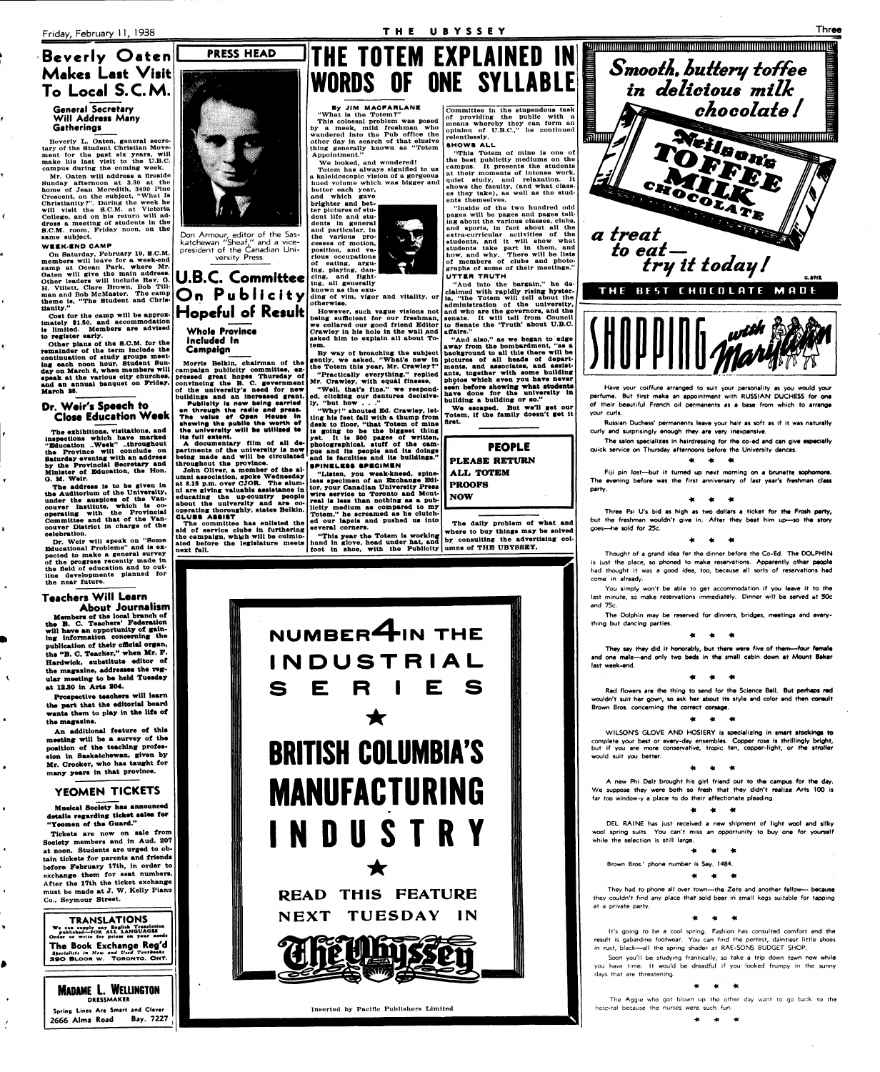# Beverly Oaten Makes Last Visit To Local S.C.M.

## General Secretary Will Address Many Gatherings

Beverly L. Oaten, general secretary of the Student Christian Movement for the past six years, will make his last visit to the U.B.C. campus during the coming week.

Mr. Oaten will address a fireside Sunday afternoon at 3.30 at the home of Jean Meredith, 3490 Pine Crescent, on the subject, "What Is Christianity?". During the week he will visit the S.C.M. at Victoria College, and on his return will address a meeting of students in the S.C.M. room, Friday noon, on the same subject.

**WEEK-END CAMP**

On Saturday, February 19, S.C.M. members will leave for a week-end camp at Ocean Park, where Mr. Oaten will give the main address. Other leaders will include Rev. G. H. Villett, Clare Brown, Bob Tillman and Bob McMaster. The camp theme is, "The Student and Christianity."

Cost for the camp will be approximately $1.50, and accommodation is limited. Members are advised to register early.

Other plans of the S.C.M. for the remainder of the term include the continuation of study groups meeting each noon hour, Student Sunday on March 6, when members will speak at the various city churches, and an annual banquet on Friday, March 25.

## Dr. Weir's Speech to Close Education Week

The exhibitions, visitations, and inspections which have marked "Education ..Week" ..throughout the Province will conclude on Saturday evening with an address by the Provincial Secretary and Minister of Education, the Hon. G. M. Weir.

The address is to be given in the Auditorium of the University, under the auspices of the Vancouver Institute, which is cooperating with the Provincial Committee and that of the Vancouver District in charge of the celebration.

Dr. Weir will speak on "Some Educational Problems" and is expected to make a general survey of the progress recently made in the field of education and to outline developments planned for the near future.

## Teachers Will Learn About Journalism

Members of the local branch of the B. C. Teachers' Federation will have an opportunity of gaining information concerning the publication of their official organ, the "B. C. Teacher," when Mr. F. Hardwick, substitute editor of the magazine, addresses the regular meeting to be held Tuesday at 12.30 in Arts 204.

Prospective teachers will learn the part that the editorial board wants them to play in the life of the magazine.

An additional feature of this meeting will be a survey of the position of the teaching profession in Saskatchewan, given by Mr. Crocker, who has taught for many years in that province.

## YEOMEN TICKETS

Musical Society has announced details regarding ticket sales for "Yeomen of the Guard."

Tickets are now on sale from Society members and in Aud. 207 at noon. Students are urged to obtain tickets for parents and friends before February 17th, in order to exchange them for seat numbers. After the 17th the ticket exchange must be made at J. W. Kelly Piano Co., Seymour Street.

---

**TRANSLATIONS**

We can supply any English Translation published—FOR ALL LANGUAGES
Order or write for prices on your needs

**The Book Exchange Reg'd**
Specialists in New and Used Textbooks
390 BLOOR W. TORONTO, ONT.

---

**MADAME L. WELLINGTON**
DRESSMAKER
Spring Lines Are Smart and Clever
2666 Alma Road Bay. 7227

---

**PRESS HEAD**

Don Armour, editor of the Saskatchewan "Sheaf," and a vice-president of the Canadian University Press.

# U.B.C. Committee On Publicity Hopeful of Result

## Whole Province Included In Campaign

Morris Belkin, chairman of the campaign publicity committee, expressed great hopes Thursday of convincing the B. C. government of the university's need for new buildings and an increased grant.

**Publicity is now being carried on through the radio and press. The value of Open House in showing the public the worth of the university will be utilized to its full extent.**

A documentary film of all departments of the university is now being made and will be circulated throughout the province.

John Oliver, a member of the alumni association, spoke Wednesday at 8.15 p.m. over CJOR. The alumni are giving valuable assistance in educating the up-country people about the university and are co-operating thoroughly, states Belkin.

**CLUBS ASSIST**

The committee has enlisted the aid of service clubs in furthering the campaign, which will be culminated before the legislature meets next fall.

# THE TOTEM EXPLAINED IN WORDS OF ONE SYLLABLE

By JIM MACFARLANE

"What is the Totem?"

This colossal problem was posed by a meek, mild freshman who wandered into the Pub office the other day in search of that elusive thing generally known as "Totem Appointment."

We looked, and wondered!

Totem has always signified to us a kaleidoscopic vision of a gorgeous hued volume which was bigger and better each year, and which gave brighter and better pictures of student life and students in general and particular, in the various processes of motion, position, and various occupations of eating, arguing, playing, dancing, and fighting, all generally known as the exuding of vim, vigor and vitality, or otherwise.

However, such vague visions not being sufficient for our freshman, we collared our good friend Editor Crawley in his hole in the wall and asked him to explain all about Totem.

By way of broaching the subject gently, we asked, "What's new in the Totem this year, Mr. Crawley?"

"Practically everything," replied Mr. Crawley, with equal finesse.

"Well, that's fine," we responded, clicking our dentures decisively, "but how . . ."

"Why!" shouted Ed. Crawley, letting his feet fall with a thump from desk to floor, "that Totem of mine is going to be the biggest thing yet. It is 200 pages of written, photographical, stuff of the campus and its people and its doings and its faculties and its buildings."

**SPINELESS SPECIMEN**

"Listen, you weak-kneed, spineless specimen of an Exchange Editor, your Canadian University Press wire service to Toronto and Montreal is less than nothing as a publicity medium as compared to my Totem," he screamed as he clutched at our lapels and pushed us into several corners.

"This year the Totem is working hand in glove, head under hat, and foot in shoe, with the Publicity Committee in the stupendous task of providing the public with a means whereby they can form an opinion of U.B.C.," he continued relentlessly.

**SHOWS ALL**

"This Totem of mine is one of the best publicity mediums on the campus. It presents the students at their moments of intense work, quiet study, and relaxation. It shows the faculty, (and what classes they take), as well as the students themselves.

"Inside of the two hundred odd pages will be pages and pages telling about the various classes, clubs, and sports, in fact about all the extra-curricular activities of the students, and it will show what students take part in them, and how, and why. There will be lists of members of clubs and photographs of some of their meetings."

**UTTER TRUTH**

"And into the bargain," he declaimed with rapidly rising hysteria, "the Totem will tell about the administration of the university, and who are the governors, and the senate. It will tell from Council to Senate the 'Truth' about U.B.C. affairs."

"And also," as we began to edge away from the bombardment, "as a background to all this there will be pictures of all heads of departments, and associates, and assistants, together with some building photos which even you have never seen before showing what students have done for the university in building a building or so."

We escaped. But we'll get our Totem, if the family doesn't get it first.

---

**PEOPLE PLEASE RETURN ALL TOTEM PROOFS NOW**

---

The daily problem of what and where to buy things may be solved by consulting the advertising columns of THE UBYSSEY.

---

NUMBER 4 IN THE INDUSTRIAL SERIES

★

BRITISH COLUMBIA'S MANUFACTURING INDUSTRY

★

READ THIS FEATURE NEXT TUESDAY IN

The Ubyssey

Inserted by Pacific Publishers Limited

---

*Smooth, buttery toffee in delicious milk chocolate!*

Neilson's TOFFEE MILK CHOCOLATE

*a treat to eat— try it today!*

THE BEST CHOCOLATE MADE

---

# SHOPPING with Mary Ann

Have your coiffure arranged to suit your personality as you would your perfume. But first make an appointment with RUSSIAN DUCHESS for one of their beautiful French oil permanents as a base from which to arrange your curls.

Russian Duchess' permanents leave your hair as soft as if it was naturally curly and surprisingly enough they are very inexpensive.

The salon specializes in hairdressing for the co-ed and can give especially quick service on Thursday afternoons before the University dances.

\* \* \*

Fiji pin lost—but it turned up next morning on a brunette sophomore. The evening before was the first anniversary of last year's freshman class party.

\* \* \*

Three Psi U's bid as high as two dollars a ticket for the Frosh party, but the freshman wouldn't give in. After they beat him up—so the story goes—he sold for 25c.

\* \* \*

Thought of a grand idea for the dinner before the Co-Ed. The DOLPHIN is just the place, so phoned to make reservations. Apparently other people had thought it was a good idea, too, because all sorts of reservations had come in already.

You simply won't be able to get accommodation if you leave it to the last minute, so make reservations immediately. Dinner will be served at 50c and 75c.

The Dolphin may be reserved for dinners, bridges, meetings and everything but dancing parties.

\* \* \*

They say they did it honorably, but there were five of them—four female and one male—and only two beds in the small cabin down at Mount Baker last week-end.

\* \* \*

Red flowers are the thing to send for the Science Ball. But perhaps red wouldn't suit her gown, so ask her about its style and color and then consult Brown Bros. concerning the correct corsage.

\* \* \*

WILSON'S GLOVE AND HOSIERY is specializing in smart stockings to complete your best or every-day ensembles. Copper rose is thrillingly bright, but if you are more conservative, tropic tan, copper-light, or the stroller would suit you better.

\* \* \*

A new Phi Delt brought his girl friend out to the campus for the day. We suppose they were both so fresh that they didn't realize Arts 100 is far too window-y a place to do their affectionate pleading.

\* \* \*

DEL RAINE has just received a new shipment of light wool and silky wool spring suits. You can't miss an opportunity to buy one for yourself while the selection is still large.

\* \* \*

Brown Bros.' phone number is Sey. 1484.

\* \* \*

They had to phone all over town—the Zete and another fellow— because they couldn't find any place that sold beer in small kegs suitable for tapping at a private party.

\* \* \*

It's going to be a cool spring. Fashion has consulted comfort and the result is gabardine footwear. You can find the pertest, daintiest little shoes in rust, black—all the spring shades at RAE-SONS BUDGET SHOP.

Soon you'll be studying frantically, so take a trip down town now while you have time. It would be dreadful if you looked frumpy in the sunny days that are threatening.

\* \* \*

The Aggie who got blown up the other day want to go back to the hospital because the nurses were such fun.

\* \* \*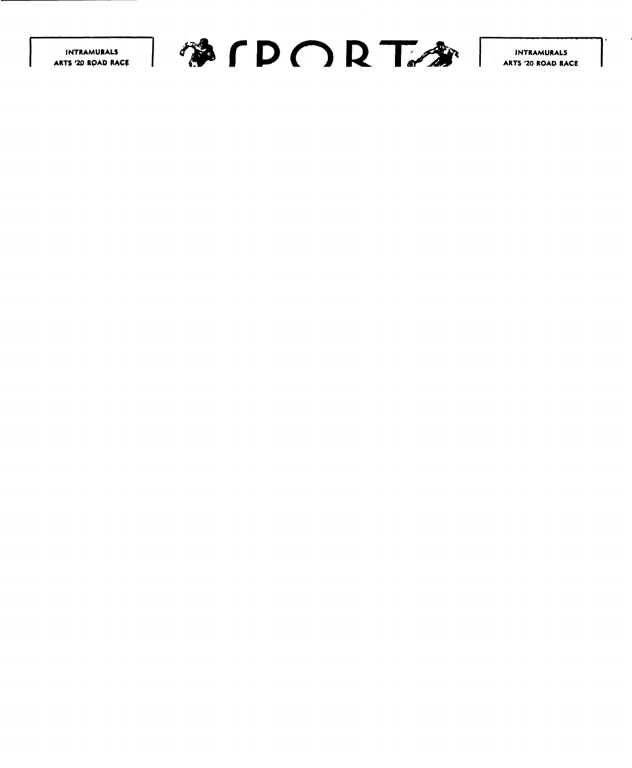INTRAMURALS
ARTS '20 ROAD RACE

# SPORTS

INTRAMURALS
ARTS '20 ROAD RACE